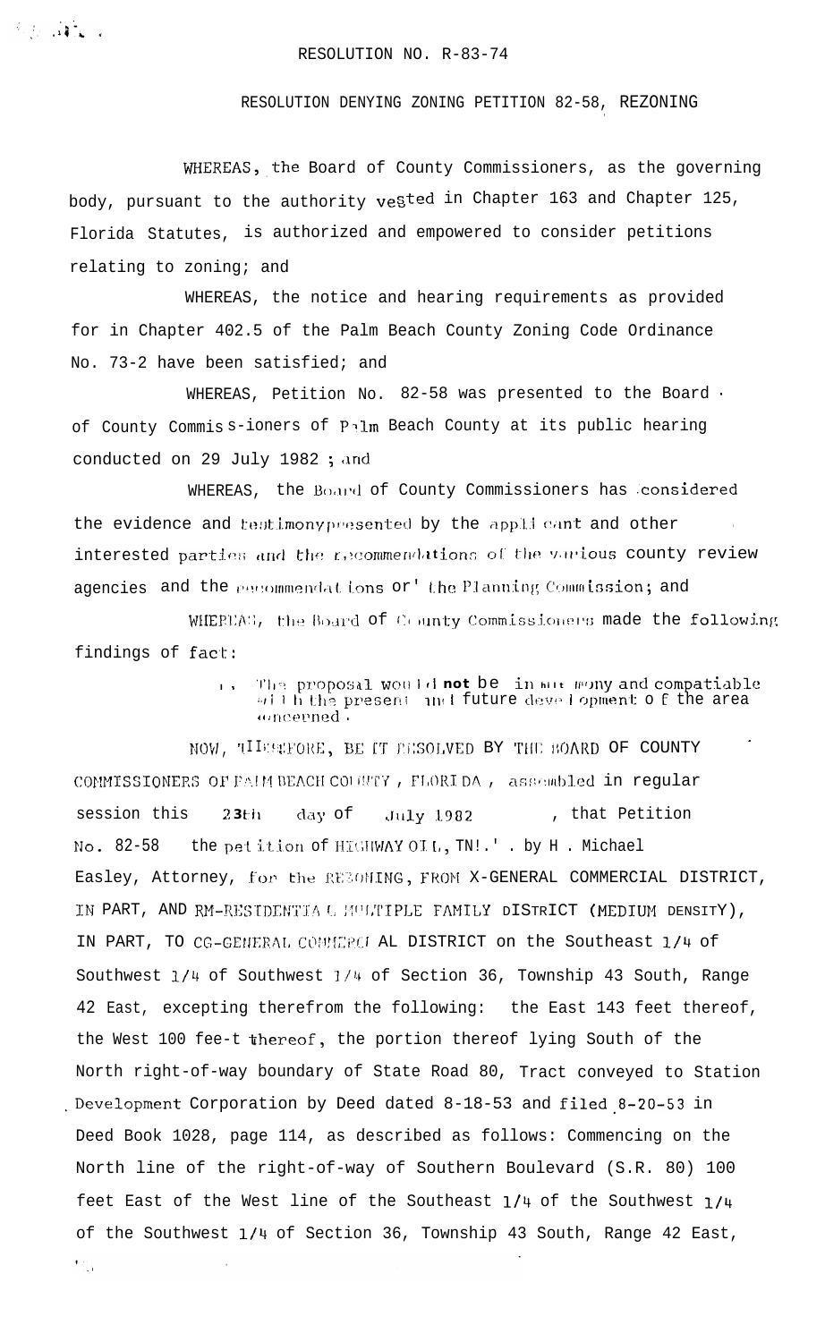RESOLUTION NO. R-83-74

RESOLUTION DENYING ZONING PETITION 82-58, REZONING

WHEREAS, the Board of County Commissioners, as the governing body, pursuant to the authority vested in Chapter 163 and Chapter 125, Florida Statutes, is authorized and empowered to consider petitions relating to zoning; and

WHEREAS, the notice and hearing requirements as provided for in Chapter 402.5 of the Palm Beach County Zoning Code Ordinance No. 73-2 have been satisfied; and

WHEREAS, Petition No. 82-58 was presented to the Board of County Commissioners of Palm Beach County at its public hearing conducted on 29 July 1982 ; and

WHEREAS, the Board of County Commissioners has considered the evidence and testimony presented by the applicant and other interested parties and the recommendations of the various county review agencies and the recommendations of the Planning Commission; and

WHEREAS, the Board of County Commissioners made the following findings of fact:

1. The proposal would **not** be in harmony and compatiable with the present and future development of the area concerned.

NOW, THEREFORE, BE IT RESOLVED BY THE BOARD OF COUNTY COMMISSIONERS OF PALM BEACH COUNTY, FLORIDA, assembled in regular session this 23th day of July 1982, that Petition No. 82-58 the petition of HIGHWAY OIL, INC. by H. Michael Easley, Attorney, for the REZONING, FROM X-GENERAL COMMERCIAL DISTRICT, IN PART, AND RM-RESIDENTIAL MULTIPLE FAMILY DISTRICT (MEDIUM DENSITY), IN PART, TO CG-GENERAL COMMERCIAL DISTRICT on the Southeast 1/4 of Southwest 1/4 of Southwest 1/4 of Section 36, Township 43 South, Range 42 East, excepting therefrom the following: the East 143 feet thereof, the West 100 feet thereof, the portion thereof lying South of the North right-of-way boundary of State Road 80, Tract conveyed to Station Development Corporation by Deed dated 8-18-53 and filed 8-20-53 in Deed Book 1028, page 114, as described as follows: Commencing on the North line of the right-of-way of Southern Boulevard (S.R. 80) 100 feet East of the West line of the Southeast 1/4 of the Southwest 1/4 of the Southwest 1/4 of Section 36, Township 43 South, Range 42 East,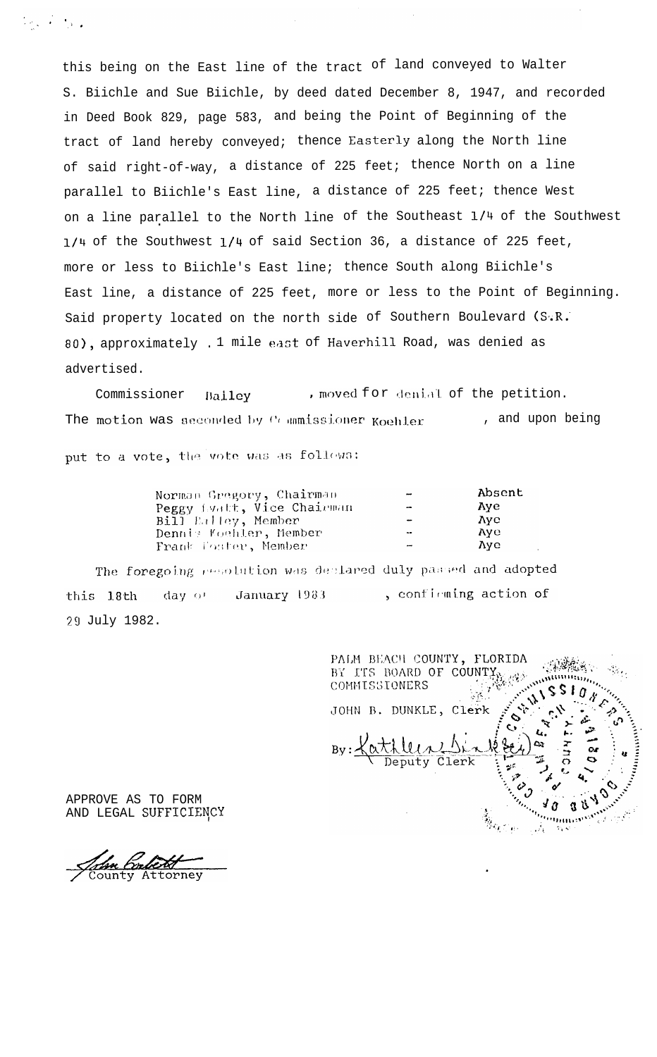this being on the East line of the tract of land conveyed to Walter S. Biichle and Sue Biichle, by deed dated December 8, 1947, and recorded in Deed Book 829, page 583, and being the Point of Beginning of the tract of land hereby conveyed; thence Easterly along the North line of said right-of-way, a distance of 225 feet; thence North on a line parallel to Biichle's East line, a distance of 225 feet; thence West on a line parallel to the North line of the Southeast 1/4 of the Southwest 1/4 of the Southwest 1/4 of said Section 36, a distance of 225 feet, more or less to Biichle's East line; thence South along Biichle's East line, a distance of 225 feet, more or less to the Point of Beginning. Said property located on the north side of Southern Boulevard (S.R. 80), approximately .1 mile east of Haverhill Road, was denied as advertised.

Commissioner Bailey, moved for denial of the petition. The motion was seconded by Commissioner Koehler, and upon being put to a vote, the vote was as follows:

| | | |
|---|---|---|
| Norman Gregory, Chairman | - | Absent |
| Peggy Evatt, Vice Chairman | - | Aye |
| Bill Bailey, Member | - | Aye |
| Dennis Koehler, Member | - | Aye |
| Frank Foster, Member | - | Aye |

The foregoing resolution was declared duly passed and adopted this 18th day of January 1983, confirming action of 29 July 1982.

PALM BEACH COUNTY, FLORIDA
BY ITS BOARD OF COUNTY
COMMISSIONERS

JOHN B. DUNKLE, Clerk

By: Kathleen Binkley
Deputy Clerk

APPROVE AS TO FORM
AND LEGAL SUFFICIENCY

John Corbett
County Attorney